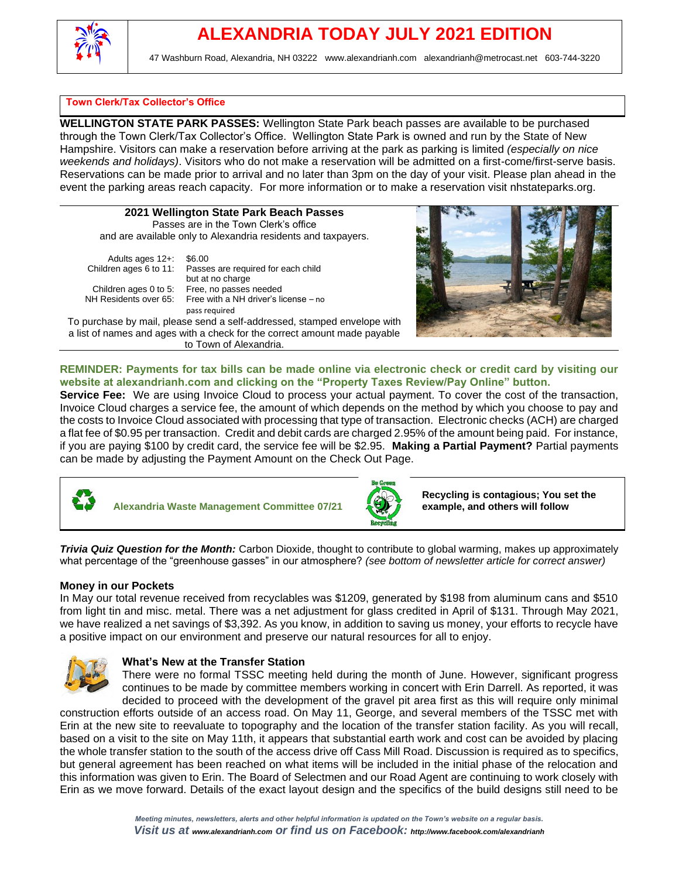# ALEXANDRIA TODAY JULY 2021 EDITION

47 Washburn Road, Alexandria, NH 03222 www.alexandrianh.com alexandrianh@metrocast.net 603-744-3220

## Town Clerk/Tax Collector's Office

**WELLINGTON STATE PARK PASSES:** Wellington State Park beach passes are available to be purchased through the Town Clerk/Tax Collector's Office. Wellington State Park is owned and run by the State of New Hampshire. Visitors can make a reservation before arriving at the park as parking is limited *(especially on nice weekends and holidays)*. Visitors who do not make a reservation will be admitted on a first-come/first-serve basis. Reservations can be made prior to arrival and no later than 3pm on the day of your visit. Please plan ahead in the event the parking areas reach capacity. For more information or to make a reservation visit nhstateparks.org.

**2021 Wellington State Park Beach Passes**

Passes are in the Town Clerk's office and are available only to Alexandria residents and taxpayers.

| | |
|---|---|
| Adults ages 12+: | $6.00 |
| Children ages 6 to 11: | Passes are required for each child but at no charge |
| Children ages 0 to 5: | Free, no passes needed |
| NH Residents over 65: | Free with a NH driver's license – no pass required |

To purchase by mail, please send a self-addressed, stamped envelope with a list of names and ages with a check for the correct amount made payable to Town of Alexandria.

**REMINDER: Payments for tax bills can be made online via electronic check or credit card by visiting our website at alexandrianh.com and clicking on the "Property Taxes Review/Pay Online" button.**

**Service Fee:** We are using Invoice Cloud to process your actual payment. To cover the cost of the transaction, Invoice Cloud charges a service fee, the amount of which depends on the method by which you choose to pay and the costs to Invoice Cloud associated with processing that type of transaction. Electronic checks (ACH) are charged a flat fee of $0.95 per transaction. Credit and debit cards are charged 2.95% of the amount being paid. For instance, if you are paying $100 by credit card, the service fee will be $2.95. **Making a Partial Payment?** Partial payments can be made by adjusting the Payment Amount on the Check Out Page.

## Alexandria Waste Management Committee 07/21

**Recycling is contagious; You set the example, and others will follow**

***Trivia Quiz Question for the Month:*** Carbon Dioxide, thought to contribute to global warming, makes up approximately what percentage of the "greenhouse gasses" in our atmosphere? *(see bottom of newsletter article for correct answer)*

### Money in our Pockets

In May our total revenue received from recyclables was $1209, generated by $198 from aluminum cans and $510 from light tin and misc. metal. There was a net adjustment for glass credited in April of $131. Through May 2021, we have realized a net savings of $3,392. As you know, in addition to saving us money, your efforts to recycle have a positive impact on our environment and preserve our natural resources for all to enjoy.

### What's New at the Transfer Station

There were no formal TSSC meeting held during the month of June. However, significant progress continues to be made by committee members working in concert with Erin Darrell. As reported, it was decided to proceed with the development of the gravel pit area first as this will require only minimal construction efforts outside of an access road. On May 11, George, and several members of the TSSC met with Erin at the new site to reevaluate to topography and the location of the transfer station facility. As you will recall, based on a visit to the site on May 11th, it appears that substantial earth work and cost can be avoided by placing the whole transfer station to the south of the access drive off Cass Mill Road. Discussion is required as to specifics, but general agreement has been reached on what items will be included in the initial phase of the relocation and this information was given to Erin. The Board of Selectmen and our Road Agent are continuing to work closely with Erin as we move forward. Details of the exact layout design and the specifics of the build designs still need to be

*Meeting minutes, newsletters, alerts and other helpful information is updated on the Town's website on a regular basis.*
*Visit us at www.alexandrianh.com or find us on Facebook: http://www.facebook.com/alexandrianh*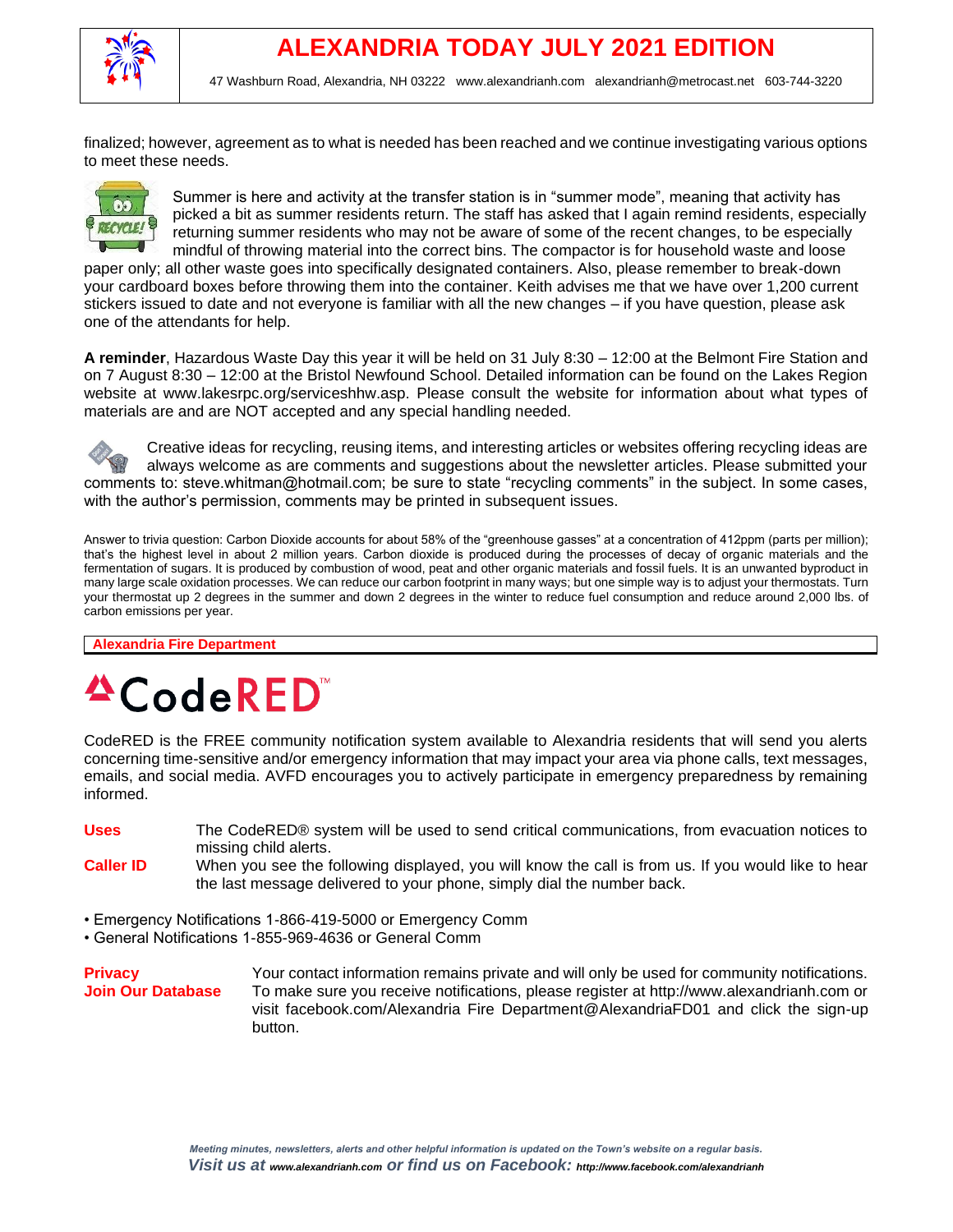finalized; however, agreement as to what is needed has been reached and we continue investigating various options to meet these needs.

Summer is here and activity at the transfer station is in "summer mode", meaning that activity has picked a bit as summer residents return. The staff has asked that I again remind residents, especially returning summer residents who may not be aware of some of the recent changes, to be especially mindful of throwing material into the correct bins. The compactor is for household waste and loose paper only; all other waste goes into specifically designated containers. Also, please remember to break-down your cardboard boxes before throwing them into the container. Keith advises me that we have over 1,200 current stickers issued to date and not everyone is familiar with all the new changes – if you have question, please ask one of the attendants for help.

**A reminder**, Hazardous Waste Day this year it will be held on 31 July 8:30 – 12:00 at the Belmont Fire Station and on 7 August 8:30 – 12:00 at the Bristol Newfound School. Detailed information can be found on the Lakes Region website at www.lakesrpc.org/serviceshhw.asp. Please consult the website for information about what types of materials are and are NOT accepted and any special handling needed.

Creative ideas for recycling, reusing items, and interesting articles or websites offering recycling ideas are always welcome as are comments and suggestions about the newsletter articles. Please submitted your comments to: steve.whitman@hotmail.com; be sure to state "recycling comments" in the subject. In some cases, with the author's permission, comments may be printed in subsequent issues.

Answer to trivia question: Carbon Dioxide accounts for about 58% of the "greenhouse gasses" at a concentration of 412ppm (parts per million); that's the highest level in about 2 million years. Carbon dioxide is produced during the processes of decay of organic materials and the fermentation of sugars. It is produced by combustion of wood, peat and other organic materials and fossil fuels. It is an unwanted byproduct in many large scale oxidation processes. We can reduce our carbon footprint in many ways; but one simple way is to adjust your thermostats. Turn your thermostat up 2 degrees in the summer and down 2 degrees in the winter to reduce fuel consumption and reduce around 2,000 lbs. of carbon emissions per year.

## Alexandria Fire Department

# CodeRED™

CodeRED is the FREE community notification system available to Alexandria residents that will send you alerts concerning time-sensitive and/or emergency information that may impact your area via phone calls, text messages, emails, and social media. AVFD encourages you to actively participate in emergency preparedness by remaining informed.

**Uses** The CodeRED® system will be used to send critical communications, from evacuation notices to missing child alerts.

**Caller ID** When you see the following displayed, you will know the call is from us. If you would like to hear the last message delivered to your phone, simply dial the number back.

- Emergency Notifications 1-866-419-5000 or Emergency Comm
- General Notifications 1-855-969-4636 or General Comm

**Privacy** Your contact information remains private and will only be used for community notifications.

**Join Our Database** To make sure you receive notifications, please register at http://www.alexandrianh.com or visit facebook.com/Alexandria Fire Department@AlexandriaFD01 and click the sign-up button.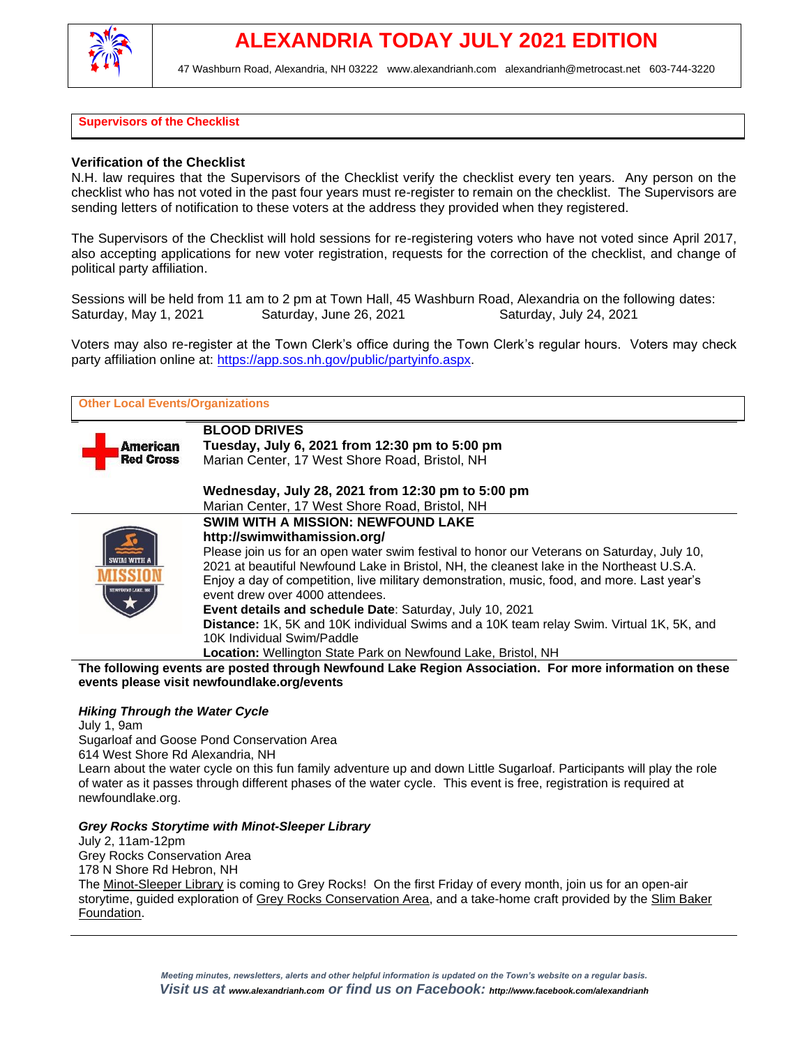# ALEXANDRIA TODAY JULY 2021 EDITION

47 Washburn Road, Alexandria, NH 03222 www.alexandrianh.com alexandrianh@metrocast.net 603-744-3220

## Supervisors of the Checklist

**Verification of the Checklist**

N.H. law requires that the Supervisors of the Checklist verify the checklist every ten years. Any person on the checklist who has not voted in the past four years must re-register to remain on the checklist. The Supervisors are sending letters of notification to these voters at the address they provided when they registered.

The Supervisors of the Checklist will hold sessions for re-registering voters who have not voted since April 2017, also accepting applications for new voter registration, requests for the correction of the checklist, and change of political party affiliation.

Sessions will be held from 11 am to 2 pm at Town Hall, 45 Washburn Road, Alexandria on the following dates:
Saturday, May 1, 2021 Saturday, June 26, 2021 Saturday, July 24, 2021

Voters may also re-register at the Town Clerk's office during the Town Clerk's regular hours. Voters may check party affiliation online at: https://app.sos.nh.gov/public/partyinfo.aspx.

## Other Local Events/Organizations

American Red Cross

**BLOOD DRIVES**
**Tuesday, July 6, 2021 from 12:30 pm to 5:00 pm**
Marian Center, 17 West Shore Road, Bristol, NH

**Wednesday, July 28, 2021 from 12:30 pm to 5:00 pm**
Marian Center, 17 West Shore Road, Bristol, NH

**SWIM WITH A MISSION: NEWFOUND LAKE**
**http://swimwithamission.org/**
Please join us for an open water swim festival to honor our Veterans on Saturday, July 10, 2021 at beautiful Newfound Lake in Bristol, NH, the cleanest lake in the Northeast U.S.A. Enjoy a day of competition, live military demonstration, music, food, and more. Last year's event drew over 4000 attendees.
**Event details and schedule Date**: Saturday, July 10, 2021
**Distance:** 1K, 5K and 10K individual Swims and a 10K team relay Swim. Virtual 1K, 5K, and 10K Individual Swim/Paddle
**Location:** Wellington State Park on Newfound Lake, Bristol, NH

**The following events are posted through Newfound Lake Region Association. For more information on these events please visit newfoundlake.org/events**

***Hiking Through the Water Cycle***
July 1, 9am
Sugarloaf and Goose Pond Conservation Area
614 West Shore Rd Alexandria, NH
Learn about the water cycle on this fun family adventure up and down Little Sugarloaf. Participants will play the role of water as it passes through different phases of the water cycle. This event is free, registration is required at newfoundlake.org.

***Grey Rocks Storytime with Minot-Sleeper Library***
July 2, 11am-12pm
Grey Rocks Conservation Area
178 N Shore Rd Hebron, NH
The Minot-Sleeper Library is coming to Grey Rocks! On the first Friday of every month, join us for an open-air storytime, guided exploration of Grey Rocks Conservation Area, and a take-home craft provided by the Slim Baker Foundation.

*Meeting minutes, newsletters, alerts and other helpful information is updated on the Town's website on a regular basis.*
***Visit us at www.alexandrianh.com or find us on Facebook: http://www.facebook.com/alexandrianh***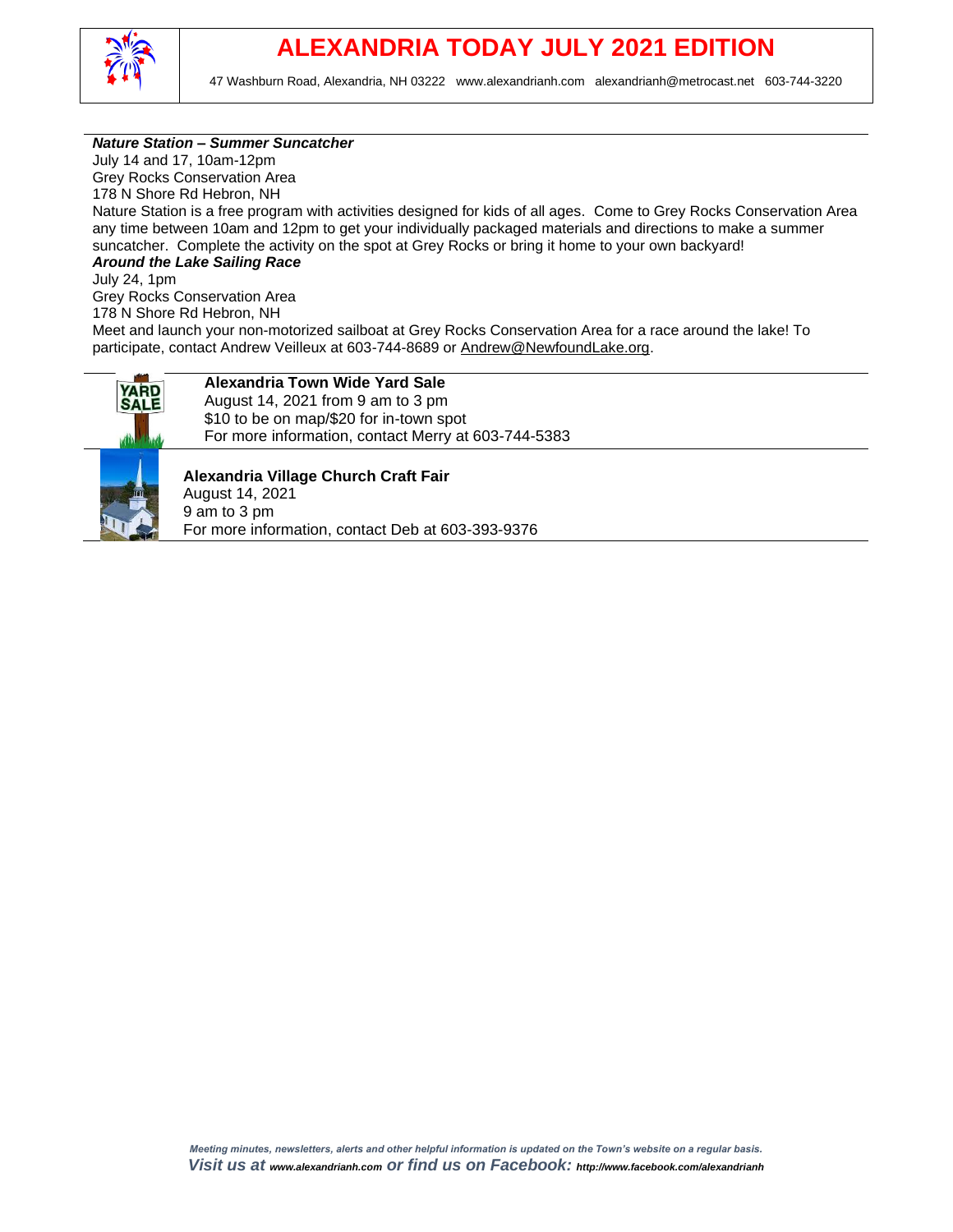# ALEXANDRIA TODAY JULY 2021 EDITION

47 Washburn Road, Alexandria, NH 03222 www.alexandrianh.com alexandrianh@metrocast.net 603-744-3220

---

***Nature Station – Summer Suncatcher***

July 14 and 17, 10am-12pm
Grey Rocks Conservation Area
178 N Shore Rd Hebron, NH

Nature Station is a free program with activities designed for kids of all ages. Come to Grey Rocks Conservation Area any time between 10am and 12pm to get your individually packaged materials and directions to make a summer suncatcher. Complete the activity on the spot at Grey Rocks or bring it home to your own backyard!

***Around the Lake Sailing Race***

July 24, 1pm
Grey Rocks Conservation Area
178 N Shore Rd Hebron, NH

Meet and launch your non-motorized sailboat at Grey Rocks Conservation Area for a race around the lake! To participate, contact Andrew Veilleux at 603-744-8689 or Andrew@NewfoundLake.org.

---

**Alexandria Town Wide Yard Sale**

August 14, 2021 from 9 am to 3 pm
$10 to be on map/$20 for in-town spot
For more information, contact Merry at 603-744-5383

---

**Alexandria Village Church Craft Fair**

August 14, 2021
9 am to 3 pm
For more information, contact Deb at 603-393-9376

---

*Meeting minutes, newsletters, alerts and other helpful information is updated on the Town's website on a regular basis.*

***Visit us at www.alexandrianh.com or find us on Facebook: http://www.facebook.com/alexandrianh***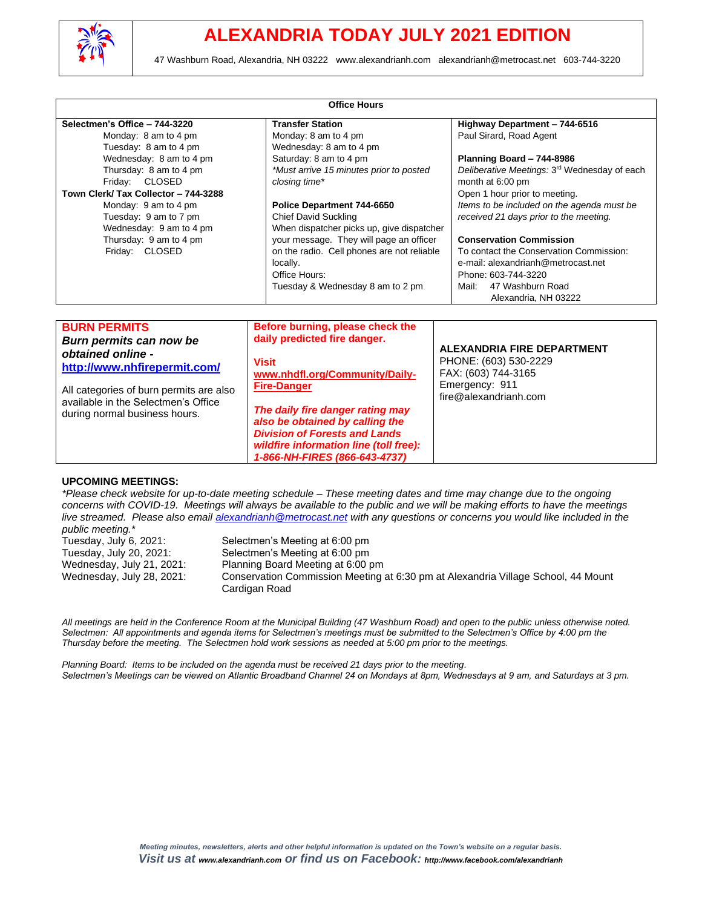# ALEXANDRIA TODAY JULY 2021 EDITION

47 Washburn Road, Alexandria, NH 03222 www.alexandrianh.com alexandrianh@metrocast.net 603-744-3220

**Office Hours**

**Selectmen's Office – 744-3220**
Monday: 8 am to 4 pm
Tuesday: 8 am to 4 pm
Wednesday: 8 am to 4 pm
Thursday: 8 am to 4 pm
Friday: CLOSED

**Town Clerk/ Tax Collector – 744-3288**
Monday: 9 am to 4 pm
Tuesday: 9 am to 7 pm
Wednesday: 9 am to 4 pm
Thursday: 9 am to 4 pm
Friday: CLOSED

**Transfer Station**
Monday: 8 am to 4 pm
Wednesday: 8 am to 4 pm
Saturday: 8 am to 4 pm
*\*Must arrive 15 minutes prior to posted closing time\**

**Police Department 744-6650**
Chief David Suckling
When dispatcher picks up, give dispatcher your message. They will page an officer on the radio. Cell phones are not reliable locally.
Office Hours:
Tuesday & Wednesday 8 am to 2 pm

**Highway Department – 744-6516**
Paul Sirard, Road Agent

**Planning Board – 744-8986**
*Deliberative Meetings:* 3rd Wednesday of each month at 6:00 pm
Open 1 hour prior to meeting.
*Items to be included on the agenda must be received 21 days prior to the meeting.*

**Conservation Commission**
To contact the Conservation Commission:
e-mail: alexandrianh@metrocast.net
Phone: 603-744-3220
Mail: 47 Washburn Road
Alexandria, NH 03222

## BURN PERMITS

***Burn permits can now be obtained online -*** **http://www.nhfirepermit.com/**

All categories of burn permits are also available in the Selectmen's Office during normal business hours.

**Before burning, please check the daily predicted fire danger.**

**Visit www.nhdfl.org/Community/Daily-Fire-Danger**

***The daily fire danger rating may also be obtained by calling the Division of Forests and Lands wildfire information line (toll free): 1-866-NH-FIRES (866-643-4737)***

**ALEXANDRIA FIRE DEPARTMENT**
PHONE: (603) 530-2229
FAX: (603) 744-3165
Emergency: 911
fire@alexandrianh.com

## UPCOMING MEETINGS:

*\*Please check website for up-to-date meeting schedule – These meeting dates and time may change due to the ongoing concerns with COVID-19. Meetings will always be available to the public and we will be making efforts to have the meetings live streamed. Please also email alexandrianh@metrocast.net with any questions or concerns you would like included in the public meeting.\**

| Date | Meeting |
|---|---|
| Tuesday, July 6, 2021: | Selectmen's Meeting at 6:00 pm |
| Tuesday, July 20, 2021: | Selectmen's Meeting at 6:00 pm |
| Wednesday, July 21, 2021: | Planning Board Meeting at 6:00 pm |
| Wednesday, July 28, 2021: | Conservation Commission Meeting at 6:30 pm at Alexandria Village School, 44 Mount Cardigan Road |

*All meetings are held in the Conference Room at the Municipal Building (47 Washburn Road) and open to the public unless otherwise noted. Selectmen: All appointments and agenda items for Selectmen's meetings must be submitted to the Selectmen's Office by 4:00 pm the Thursday before the meeting. The Selectmen hold work sessions as needed at 5:00 pm prior to the meetings.*

*Planning Board: Items to be included on the agenda must be received 21 days prior to the meeting.*
*Selectmen's Meetings can be viewed on Atlantic Broadband Channel 24 on Mondays at 8pm, Wednesdays at 9 am, and Saturdays at 3 pm.*

***Meeting minutes, newsletters, alerts and other helpful information is updated on the Town's website on a regular basis.***
***Visit us at www.alexandrianh.com or find us on Facebook: http://www.facebook.com/alexandrianh***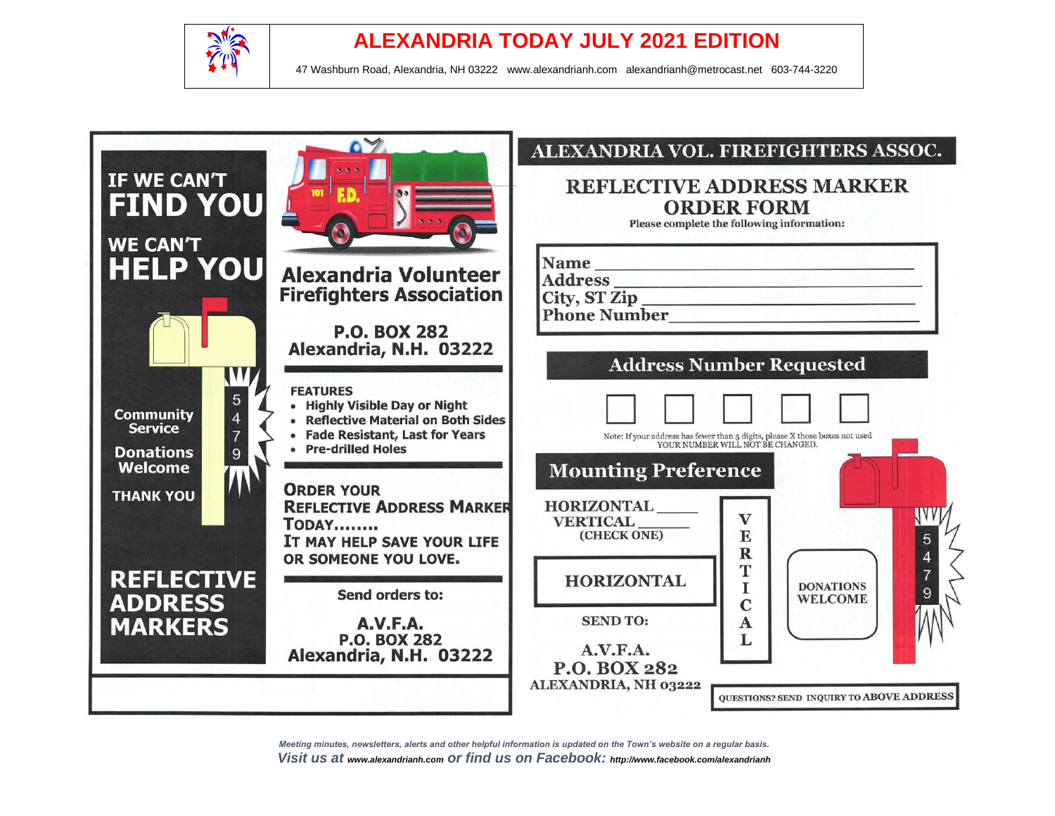# ALEXANDRIA TODAY JULY 2021 EDITION

47 Washburn Road, Alexandria, NH 03222 www.alexandrianh.com alexandrianh@metrocast.net 603-744-3220

IF WE CAN'T
**FIND YOU**
WE CAN'T
**HELP YOU**

5
4
7
9

Community Service

Donations Welcome

THANK YOU

**REFLECTIVE ADDRESS MARKERS**

101 F.D.

## Alexandria Volunteer Firefighters Association

**P.O. BOX 282**
**Alexandria, N.H. 03222**

**FEATURES**

- Highly Visible Day or Night
- Reflective Material on Both Sides
- Fade Resistant, Last for Years
- Pre-drilled Holes

**ORDER YOUR REFLECTIVE ADDRESS MARKER TODAY........**
**IT MAY HELP SAVE YOUR LIFE OR SOMEONE YOU LOVE.**

Send orders to:

**A.V.F.A.**
**P.O. BOX 282**
**Alexandria, N.H. 03222**

## ALEXANDRIA VOL. FIREFIGHTERS ASSOC.

### REFLECTIVE ADDRESS MARKER ORDER FORM

Please complete the following information:

Name ____________________
Address ____________________
City, ST Zip ____________________
Phone Number ____________________

### Address Number Requested

☐ ☐ ☐ ☐ ☐

Note: If your address has fewer than 5 digits, please X those boxes not used
YOUR NUMBER WILL NOT BE CHANGED.

### Mounting Preference

HORIZONTAL _____
VERTICAL _____
(CHECK ONE)

HORIZONTAL

VERTICAL

DONATIONS WELCOME

5
4
7
9

SEND TO:

A.V.F.A.
P.O. BOX 282
ALEXANDRIA, NH 03222

QUESTIONS? SEND INQUIRY TO ABOVE ADDRESS

*Meeting minutes, newsletters, alerts and other helpful information is updated on the Town's website on a regular basis.*
*Visit us at www.alexandrianh.com or find us on Facebook: http://www.facebook.com/alexandrianh*